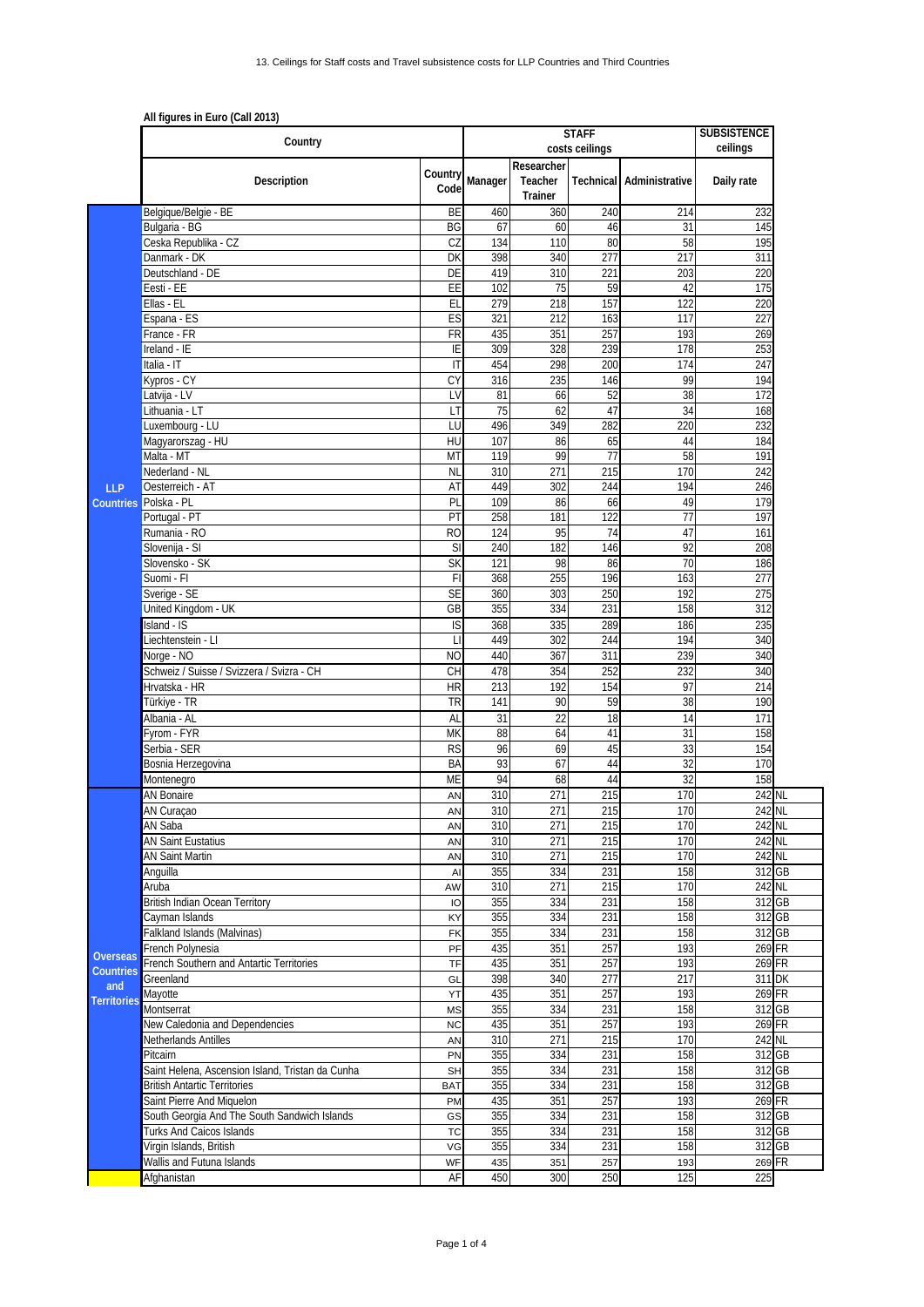13. Ceilings for Staff costs and Travel subsistence costs for LLP Countries and Third Countries

**All figures in Euro (Call 2013)**

| | Country | | STAFF costs ceilings | | | | SUBSISTENCE ceilings | |
|---|---|---|---|---|---|---|---|---|
| | Description | Country Code | Manager | Researcher Teacher Trainer | Technical | Administrative | Daily rate | |
| LLP Countries | Belgique/Belgie - BE | BE | 460 | 360 | 240 | 214 | 232 | |
| | Bulgaria - BG | BG | 67 | 60 | 46 | 31 | 145 | |
| | Ceska Republika - CZ | CZ | 134 | 110 | 80 | 58 | 195 | |
| | Danmark - DK | DK | 398 | 340 | 277 | 217 | 311 | |
| | Deutschland - DE | DE | 419 | 310 | 221 | 203 | 220 | |
| | Eesti - EE | EE | 102 | 75 | 59 | 42 | 175 | |
| | Ellas - EL | EL | 279 | 218 | 157 | 122 | 220 | |
| | Espana - ES | ES | 321 | 212 | 163 | 117 | 227 | |
| | France - FR | FR | 435 | 351 | 257 | 193 | 269 | |
| | Ireland - IE | IE | 309 | 328 | 239 | 178 | 253 | |
| | Italia - IT | IT | 454 | 298 | 200 | 174 | 247 | |
| | Kypros - CY | CY | 316 | 235 | 146 | 99 | 194 | |
| | Latvija - LV | LV | 81 | 66 | 52 | 38 | 172 | |
| | Lithuania - LT | LT | 75 | 62 | 47 | 34 | 168 | |
| | Luxembourg - LU | LU | 496 | 349 | 282 | 220 | 232 | |
| | Magyarorszag - HU | HU | 107 | 86 | 65 | 44 | 184 | |
| | Malta - MT | MT | 119 | 99 | 77 | 58 | 191 | |
| | Nederland - NL | NL | 310 | 271 | 215 | 170 | 242 | |
| | Oesterreich - AT | AT | 449 | 302 | 244 | 194 | 246 | |
| | Polska - PL | PL | 109 | 86 | 66 | 49 | 179 | |
| | Portugal - PT | PT | 258 | 181 | 122 | 77 | 197 | |
| | Rumania - RO | RO | 124 | 95 | 74 | 47 | 161 | |
| | Slovenija - SI | SI | 240 | 182 | 146 | 92 | 208 | |
| | Slovensko - SK | SK | 121 | 98 | 86 | 70 | 186 | |
| | Suomi - FI | FI | 368 | 255 | 196 | 163 | 277 | |
| | Sverige - SE | SE | 360 | 303 | 250 | 192 | 275 | |
| | United Kingdom - UK | GB | 355 | 334 | 231 | 158 | 312 | |
| | Island - IS | IS | 368 | 335 | 289 | 186 | 235 | |
| | Liechtenstein - LI | LI | 449 | 302 | 244 | 194 | 340 | |
| | Norge - NO | NO | 440 | 367 | 311 | 239 | 340 | |
| | Schweiz / Suisse / Svizzera / Svizra - CH | CH | 478 | 354 | 252 | 232 | 340 | |
| | Hrvatska - HR | HR | 213 | 192 | 154 | 97 | 214 | |
| | Türkiye - TR | TR | 141 | 90 | 59 | 38 | 190 | |
| | Albania - AL | AL | 31 | 22 | 18 | 14 | 171 | |
| | Fyrom - FYR | MK | 88 | 64 | 41 | 31 | 158 | |
| | Serbia - SER | RS | 96 | 69 | 45 | 33 | 154 | |
| | Bosnia Herzegovina | BA | 93 | 67 | 44 | 32 | 170 | |
| | Montenegro | ME | 94 | 68 | 44 | 32 | 158 | |
| Overseas Countries and Territories | AN Bonaire | AN | 310 | 271 | 215 | 170 | 242 | NL |
| | AN Curaçao | AN | 310 | 271 | 215 | 170 | 242 | NL |
| | AN Saba | AN | 310 | 271 | 215 | 170 | 242 | NL |
| | AN Saint Eustatius | AN | 310 | 271 | 215 | 170 | 242 | NL |
| | AN Saint Martin | AN | 310 | 271 | 215 | 170 | 242 | NL |
| | Anguilla | AI | 355 | 334 | 231 | 158 | 312 | GB |
| | Aruba | AW | 310 | 271 | 215 | 170 | 242 | NL |
| | British Indian Ocean Territory | IO | 355 | 334 | 231 | 158 | 312 | GB |
| | Cayman Islands | KY | 355 | 334 | 231 | 158 | 312 | GB |
| | Falkland Islands (Malvinas) | FK | 355 | 334 | 231 | 158 | 312 | GB |
| | French Polynesia | PF | 435 | 351 | 257 | 193 | 269 | FR |
| | French Southern and Antartic Territories | TF | 435 | 351 | 257 | 193 | 269 | FR |
| | Greenland | GL | 398 | 340 | 277 | 217 | 311 | DK |
| | Mayotte | YT | 435 | 351 | 257 | 193 | 269 | FR |
| | Montserrat | MS | 355 | 334 | 231 | 158 | 312 | GB |
| | New Caledonia and Dependencies | NC | 435 | 351 | 257 | 193 | 269 | FR |
| | Netherlands Antilles | AN | 310 | 271 | 215 | 170 | 242 | NL |
| | Pitcairn | PN | 355 | 334 | 231 | 158 | 312 | GB |
| | Saint Helena, Ascension Island, Tristan da Cunha | SH | 355 | 334 | 231 | 158 | 312 | GB |
| | British Antartic Territories | BAT | 355 | 334 | 231 | 158 | 312 | GB |
| | Saint Pierre And Miquelon | PM | 435 | 351 | 257 | 193 | 269 | FR |
| | South Georgia And The South Sandwich Islands | GS | 355 | 334 | 231 | 158 | 312 | GB |
| | Turks And Caicos Islands | TC | 355 | 334 | 231 | 158 | 312 | GB |
| | Virgin Islands, British | VG | 355 | 334 | 231 | 158 | 312 | GB |
| | Wallis and Futuna Islands | WF | 435 | 351 | 257 | 193 | 269 | FR |
| | Afghanistan | AF | 450 | 300 | 250 | 125 | 225 | |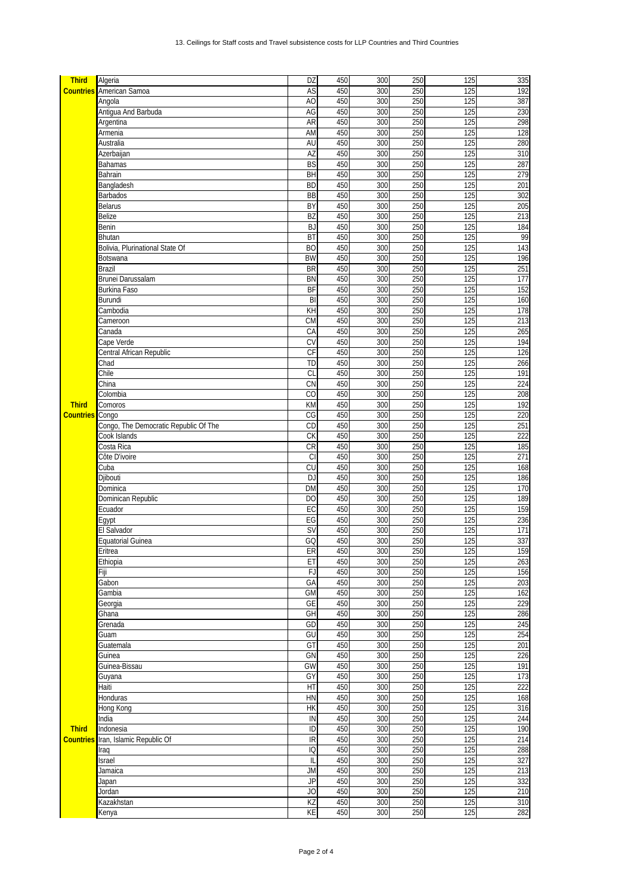13. Ceilings for Staff costs and Travel subsistence costs for LLP Countries and Third Countries

| | | | | | | | |
|---|---|---|---|---|---|---|---|
| Third Countries | Algeria | DZ | 450 | 300 | 250 | 125 | 335 |
| | American Samoa | AS | 450 | 300 | 250 | 125 | 192 |
| | Angola | AO | 450 | 300 | 250 | 125 | 387 |
| | Antigua And Barbuda | AG | 450 | 300 | 250 | 125 | 230 |
| | Argentina | AR | 450 | 300 | 250 | 125 | 298 |
| | Armenia | AM | 450 | 300 | 250 | 125 | 128 |
| | Australia | AU | 450 | 300 | 250 | 125 | 280 |
| | Azerbaijan | AZ | 450 | 300 | 250 | 125 | 310 |
| | Bahamas | BS | 450 | 300 | 250 | 125 | 287 |
| | Bahrain | BH | 450 | 300 | 250 | 125 | 279 |
| | Bangladesh | BD | 450 | 300 | 250 | 125 | 201 |
| | Barbados | BB | 450 | 300 | 250 | 125 | 302 |
| | Belarus | BY | 450 | 300 | 250 | 125 | 205 |
| | Belize | BZ | 450 | 300 | 250 | 125 | 213 |
| | Benin | BJ | 450 | 300 | 250 | 125 | 184 |
| | Bhutan | BT | 450 | 300 | 250 | 125 | 99 |
| | Bolivia, Plurinational State Of | BO | 450 | 300 | 250 | 125 | 143 |
| | Botswana | BW | 450 | 300 | 250 | 125 | 196 |
| | Brazil | BR | 450 | 300 | 250 | 125 | 251 |
| | Brunei Darussalam | BN | 450 | 300 | 250 | 125 | 177 |
| | Burkina Faso | BF | 450 | 300 | 250 | 125 | 152 |
| | Burundi | BI | 450 | 300 | 250 | 125 | 160 |
| | Cambodia | KH | 450 | 300 | 250 | 125 | 178 |
| | Cameroon | CM | 450 | 300 | 250 | 125 | 213 |
| | Canada | CA | 450 | 300 | 250 | 125 | 265 |
| | Cape Verde | CV | 450 | 300 | 250 | 125 | 194 |
| | Central African Republic | CF | 450 | 300 | 250 | 125 | 126 |
| | Chad | TD | 450 | 300 | 250 | 125 | 266 |
| | Chile | CL | 450 | 300 | 250 | 125 | 191 |
| | China | CN | 450 | 300 | 250 | 125 | 224 |
| | Colombia | CO | 450 | 300 | 250 | 125 | 208 |
| | Comoros | KM | 450 | 300 | 250 | 125 | 192 |
| | Congo | CG | 450 | 300 | 250 | 125 | 220 |
| | Congo, The Democratic Republic Of The | CD | 450 | 300 | 250 | 125 | 251 |
| | Cook Islands | CK | 450 | 300 | 250 | 125 | 222 |
| | Costa Rica | CR | 450 | 300 | 250 | 125 | 185 |
| | Côte D'ivoire | CI | 450 | 300 | 250 | 125 | 271 |
| | Cuba | CU | 450 | 300 | 250 | 125 | 168 |
| | Djibouti | DJ | 450 | 300 | 250 | 125 | 186 |
| | Dominica | DM | 450 | 300 | 250 | 125 | 170 |
| | Dominican Republic | DO | 450 | 300 | 250 | 125 | 189 |
| | Ecuador | EC | 450 | 300 | 250 | 125 | 159 |
| | Egypt | EG | 450 | 300 | 250 | 125 | 236 |
| | El Salvador | SV | 450 | 300 | 250 | 125 | 171 |
| | Equatorial Guinea | GQ | 450 | 300 | 250 | 125 | 337 |
| | Eritrea | ER | 450 | 300 | 250 | 125 | 159 |
| | Ethiopia | ET | 450 | 300 | 250 | 125 | 263 |
| | Fiji | FJ | 450 | 300 | 250 | 125 | 156 |
| | Gabon | GA | 450 | 300 | 250 | 125 | 203 |
| | Gambia | GM | 450 | 300 | 250 | 125 | 162 |
| | Georgia | GE | 450 | 300 | 250 | 125 | 229 |
| | Ghana | GH | 450 | 300 | 250 | 125 | 286 |
| | Grenada | GD | 450 | 300 | 250 | 125 | 245 |
| | Guam | GU | 450 | 300 | 250 | 125 | 254 |
| | Guatemala | GT | 450 | 300 | 250 | 125 | 201 |
| | Guinea | GN | 450 | 300 | 250 | 125 | 226 |
| | Guinea-Bissau | GW | 450 | 300 | 250 | 125 | 191 |
| | Guyana | GY | 450 | 300 | 250 | 125 | 173 |
| | Haiti | HT | 450 | 300 | 250 | 125 | 222 |
| | Honduras | HN | 450 | 300 | 250 | 125 | 168 |
| | Hong Kong | HK | 450 | 300 | 250 | 125 | 316 |
| | India | IN | 450 | 300 | 250 | 125 | 244 |
| | Indonesia | ID | 450 | 300 | 250 | 125 | 190 |
| | Iran, Islamic Republic Of | IR | 450 | 300 | 250 | 125 | 214 |
| | Iraq | IQ | 450 | 300 | 250 | 125 | 288 |
| | Israel | IL | 450 | 300 | 250 | 125 | 327 |
| | Jamaica | JM | 450 | 300 | 250 | 125 | 213 |
| | Japan | JP | 450 | 300 | 250 | 125 | 332 |
| | Jordan | JO | 450 | 300 | 250 | 125 | 210 |
| | Kazakhstan | KZ | 450 | 300 | 250 | 125 | 310 |
| | Kenya | KE | 450 | 300 | 250 | 125 | 282 |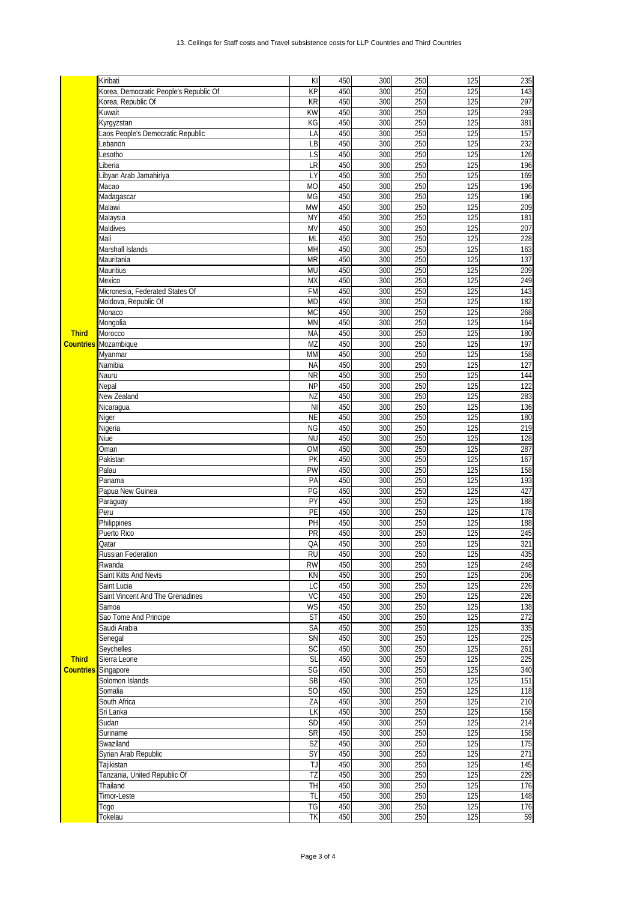13. Ceilings for Staff costs and Travel subsistence costs for LLP Countries and Third Countries

| | | | | | | | |
|---|---|---|---|---|---|---|---|
| Third Countries | Kiribati | KI | 450 | 300 | 250 | 125 | 235 |
| | Korea, Democratic People's Republic Of | KP | 450 | 300 | 250 | 125 | 143 |
| | Korea, Republic Of | KR | 450 | 300 | 250 | 125 | 297 |
| | Kuwait | KW | 450 | 300 | 250 | 125 | 293 |
| | Kyrgyzstan | KG | 450 | 300 | 250 | 125 | 381 |
| | Laos People's Democratic Republic | LA | 450 | 300 | 250 | 125 | 157 |
| | Lebanon | LB | 450 | 300 | 250 | 125 | 232 |
| | Lesotho | LS | 450 | 300 | 250 | 125 | 126 |
| | Liberia | LR | 450 | 300 | 250 | 125 | 196 |
| | Libyan Arab Jamahiriya | LY | 450 | 300 | 250 | 125 | 169 |
| | Macao | MO | 450 | 300 | 250 | 125 | 196 |
| | Madagascar | MG | 450 | 300 | 250 | 125 | 196 |
| | Malawi | MW | 450 | 300 | 250 | 125 | 209 |
| | Malaysia | MY | 450 | 300 | 250 | 125 | 181 |
| | Maldives | MV | 450 | 300 | 250 | 125 | 207 |
| | Mali | ML | 450 | 300 | 250 | 125 | 228 |
| | Marshall Islands | MH | 450 | 300 | 250 | 125 | 163 |
| | Mauritania | MR | 450 | 300 | 250 | 125 | 137 |
| | Mauritius | MU | 450 | 300 | 250 | 125 | 209 |
| | Mexico | MX | 450 | 300 | 250 | 125 | 249 |
| | Micronesia, Federated States Of | FM | 450 | 300 | 250 | 125 | 143 |
| | Moldova, Republic Of | MD | 450 | 300 | 250 | 125 | 182 |
| | Monaco | MC | 450 | 300 | 250 | 125 | 268 |
| | Mongolia | MN | 450 | 300 | 250 | 125 | 164 |
| | Morocco | MA | 450 | 300 | 250 | 125 | 180 |
| | Mozambique | MZ | 450 | 300 | 250 | 125 | 197 |
| | Myanmar | MM | 450 | 300 | 250 | 125 | 158 |
| | Namibia | NA | 450 | 300 | 250 | 125 | 127 |
| | Nauru | NR | 450 | 300 | 250 | 125 | 144 |
| | Nepal | NP | 450 | 300 | 250 | 125 | 122 |
| | New Zealand | NZ | 450 | 300 | 250 | 125 | 283 |
| | Nicaragua | NI | 450 | 300 | 250 | 125 | 136 |
| | Niger | NE | 450 | 300 | 250 | 125 | 180 |
| | Nigeria | NG | 450 | 300 | 250 | 125 | 219 |
| | Niue | NU | 450 | 300 | 250 | 125 | 128 |
| | Oman | OM | 450 | 300 | 250 | 125 | 287 |
| | Pakistan | PK | 450 | 300 | 250 | 125 | 167 |
| | Palau | PW | 450 | 300 | 250 | 125 | 158 |
| | Panama | PA | 450 | 300 | 250 | 125 | 193 |
| | Papua New Guinea | PG | 450 | 300 | 250 | 125 | 427 |
| | Paraguay | PY | 450 | 300 | 250 | 125 | 188 |
| | Peru | PE | 450 | 300 | 250 | 125 | 178 |
| | Philippines | PH | 450 | 300 | 250 | 125 | 188 |
| | Puerto Rico | PR | 450 | 300 | 250 | 125 | 245 |
| | Qatar | QA | 450 | 300 | 250 | 125 | 321 |
| | Russian Federation | RU | 450 | 300 | 250 | 125 | 435 |
| | Rwanda | RW | 450 | 300 | 250 | 125 | 248 |
| | Saint Kitts And Nevis | KN | 450 | 300 | 250 | 125 | 206 |
| | Saint Lucia | LC | 450 | 300 | 250 | 125 | 226 |
| | Saint Vincent And The Grenadines | VC | 450 | 300 | 250 | 125 | 226 |
| | Samoa | WS | 450 | 300 | 250 | 125 | 138 |
| | Sao Tome And Principe | ST | 450 | 300 | 250 | 125 | 272 |
| | Saudi Arabia | SA | 450 | 300 | 250 | 125 | 335 |
| | Senegal | SN | 450 | 300 | 250 | 125 | 225 |
| | Seychelles | SC | 450 | 300 | 250 | 125 | 261 |
| | Sierra Leone | SL | 450 | 300 | 250 | 125 | 225 |
| | Singapore | SG | 450 | 300 | 250 | 125 | 340 |
| | Solomon Islands | SB | 450 | 300 | 250 | 125 | 151 |
| | Somalia | SO | 450 | 300 | 250 | 125 | 118 |
| | South Africa | ZA | 450 | 300 | 250 | 125 | 210 |
| | Sri Lanka | LK | 450 | 300 | 250 | 125 | 158 |
| | Sudan | SD | 450 | 300 | 250 | 125 | 214 |
| | Suriname | SR | 450 | 300 | 250 | 125 | 158 |
| | Swaziland | SZ | 450 | 300 | 250 | 125 | 175 |
| | Syrian Arab Republic | SY | 450 | 300 | 250 | 125 | 271 |
| | Tajikistan | TJ | 450 | 300 | 250 | 125 | 145 |
| | Tanzania, United Republic Of | TZ | 450 | 300 | 250 | 125 | 229 |
| | Thailand | TH | 450 | 300 | 250 | 125 | 176 |
| | Timor-Leste | TL | 450 | 300 | 250 | 125 | 148 |
| | Togo | TG | 450 | 300 | 250 | 125 | 176 |
| | Tokelau | TK | 450 | 300 | 250 | 125 | 59 |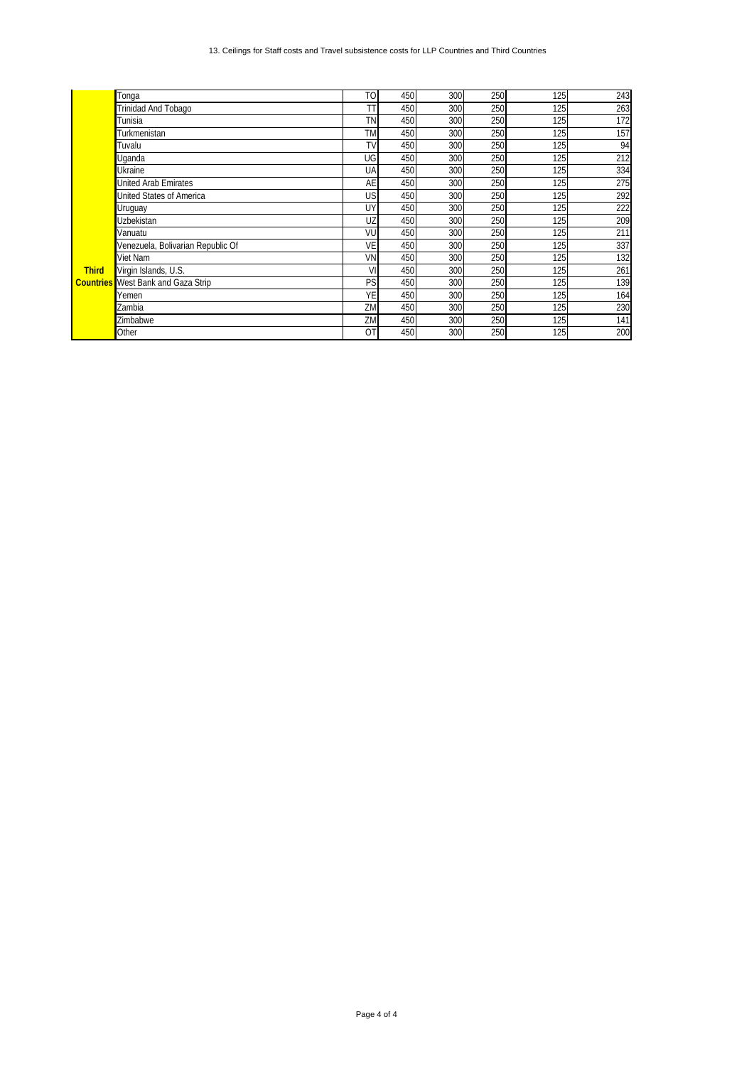13. Ceilings for Staff costs and Travel subsistence costs for LLP Countries and Third Countries

| | | | | | | | |
|---|---|---|---|---|---|---|---|
| **Third Countries** | Tonga | TO | 450 | 300 | 250 | 125 | 243 |
| | Trinidad And Tobago | TT | 450 | 300 | 250 | 125 | 263 |
| | Tunisia | TN | 450 | 300 | 250 | 125 | 172 |
| | Turkmenistan | TM | 450 | 300 | 250 | 125 | 157 |
| | Tuvalu | TV | 450 | 300 | 250 | 125 | 94 |
| | Uganda | UG | 450 | 300 | 250 | 125 | 212 |
| | Ukraine | UA | 450 | 300 | 250 | 125 | 334 |
| | United Arab Emirates | AE | 450 | 300 | 250 | 125 | 275 |
| | United States of America | US | 450 | 300 | 250 | 125 | 292 |
| | Uruguay | UY | 450 | 300 | 250 | 125 | 222 |
| | Uzbekistan | UZ | 450 | 300 | 250 | 125 | 209 |
| | Vanuatu | VU | 450 | 300 | 250 | 125 | 211 |
| | Venezuela, Bolivarian Republic Of | VE | 450 | 300 | 250 | 125 | 337 |
| | Viet Nam | VN | 450 | 300 | 250 | 125 | 132 |
| | Virgin Islands, U.S. | VI | 450 | 300 | 250 | 125 | 261 |
| | West Bank and Gaza Strip | PS | 450 | 300 | 250 | 125 | 139 |
| | Yemen | YE | 450 | 300 | 250 | 125 | 164 |
| | Zambia | ZM | 450 | 300 | 250 | 125 | 230 |
| | Zimbabwe | ZM | 450 | 300 | 250 | 125 | 141 |
| | Other | OT | 450 | 300 | 250 | 125 | 200 |